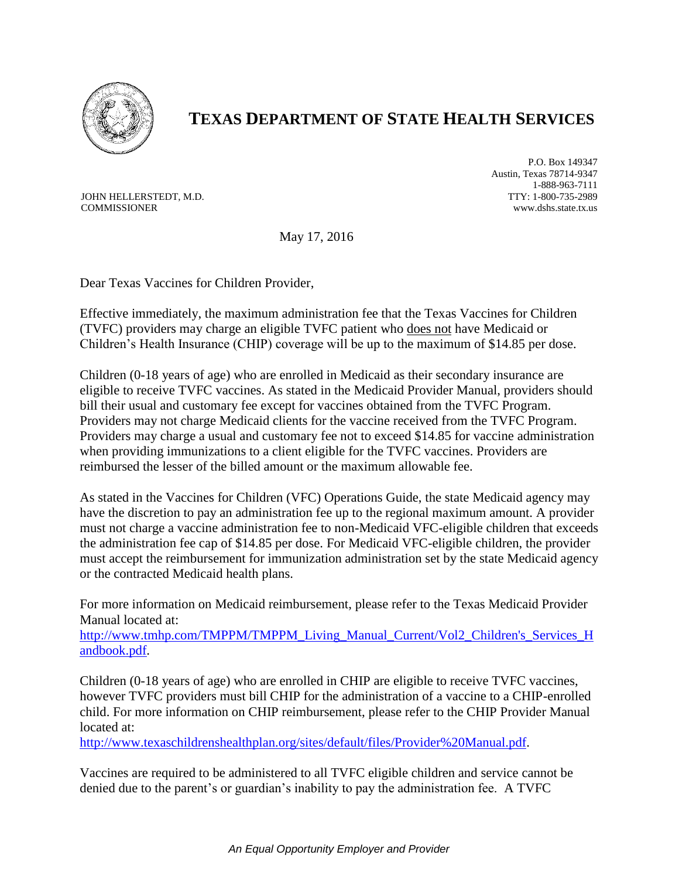# TEXAS DEPARTMENT OF STATE HEALTH SERVICES

JOHN HELLERSTEDT, M.D.
COMMISSIONER

P.O. Box 149347
Austin, Texas 78714-9347
1-888-963-7111
TTY: 1-800-735-2989
www.dshs.state.tx.us

May 17, 2016

Dear Texas Vaccines for Children Provider,

Effective immediately, the maximum administration fee that the Texas Vaccines for Children (TVFC) providers may charge an eligible TVFC patient who does not have Medicaid or Children's Health Insurance (CHIP) coverage will be up to the maximum of $14.85 per dose.

Children (0-18 years of age) who are enrolled in Medicaid as their secondary insurance are eligible to receive TVFC vaccines. As stated in the Medicaid Provider Manual, providers should bill their usual and customary fee except for vaccines obtained from the TVFC Program. Providers may not charge Medicaid clients for the vaccine received from the TVFC Program. Providers may charge a usual and customary fee not to exceed $14.85 for vaccine administration when providing immunizations to a client eligible for the TVFC vaccines. Providers are reimbursed the lesser of the billed amount or the maximum allowable fee.

As stated in the Vaccines for Children (VFC) Operations Guide, the state Medicaid agency may have the discretion to pay an administration fee up to the regional maximum amount. A provider must not charge a vaccine administration fee to non-Medicaid VFC-eligible children that exceeds the administration fee cap of $14.85 per dose. For Medicaid VFC-eligible children, the provider must accept the reimbursement for immunization administration set by the state Medicaid agency or the contracted Medicaid health plans.

For more information on Medicaid reimbursement, please refer to the Texas Medicaid Provider Manual located at:
http://www.tmhp.com/TMPPM/TMPPM_Living_Manual_Current/Vol2_Children's_Services_Handbook.pdf.

Children (0-18 years of age) who are enrolled in CHIP are eligible to receive TVFC vaccines, however TVFC providers must bill CHIP for the administration of a vaccine to a CHIP-enrolled child. For more information on CHIP reimbursement, please refer to the CHIP Provider Manual located at:
http://www.texaschildrenshealthplan.org/sites/default/files/Provider%20Manual.pdf.

Vaccines are required to be administered to all TVFC eligible children and service cannot be denied due to the parent's or guardian's inability to pay the administration fee. A TVFC

*An Equal Opportunity Employer and Provider*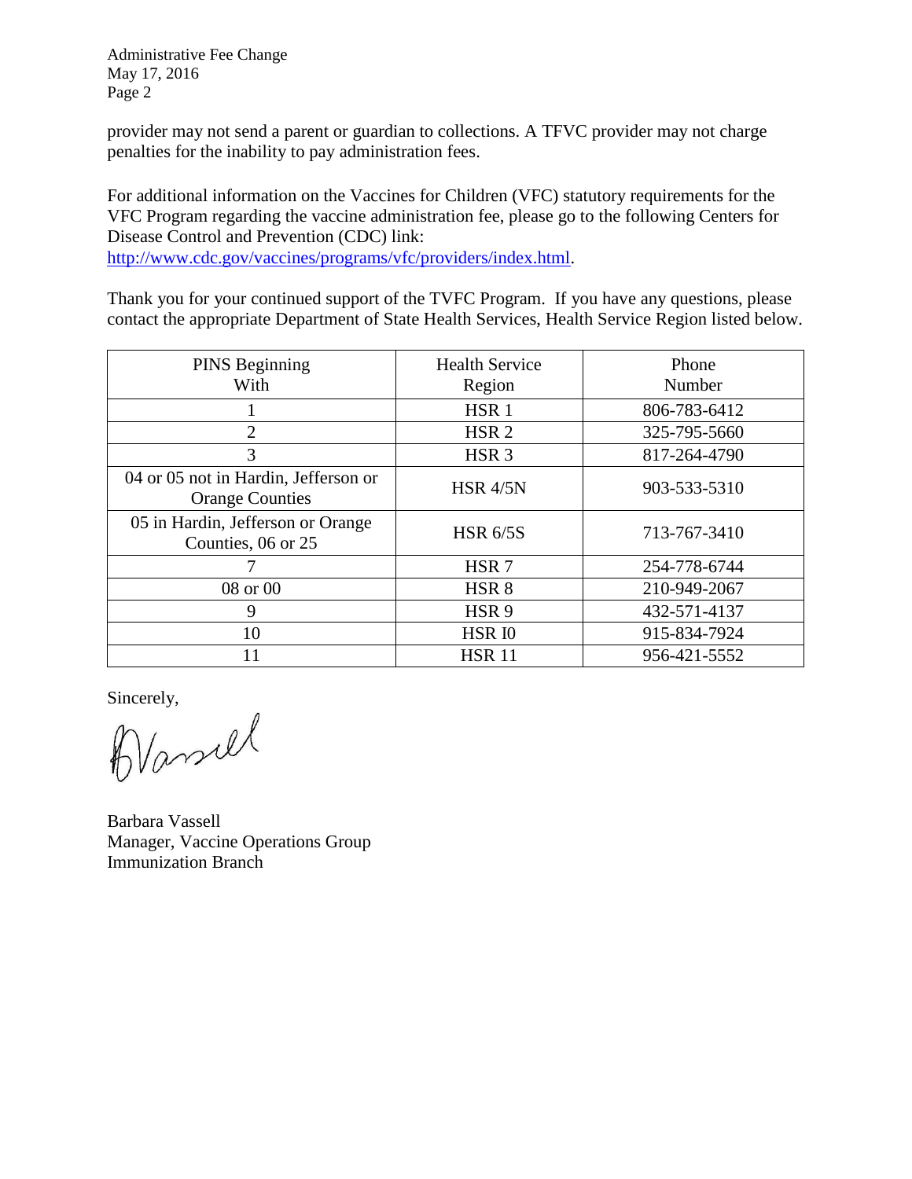provider may not send a parent or guardian to collections. A TFVC provider may not charge penalties for the inability to pay administration fees.

For additional information on the Vaccines for Children (VFC) statutory requirements for the VFC Program regarding the vaccine administration fee, please go to the following Centers for Disease Control and Prevention (CDC) link: http://www.cdc.gov/vaccines/programs/vfc/providers/index.html.

Thank you for your continued support of the TVFC Program. If you have any questions, please contact the appropriate Department of State Health Services, Health Service Region listed below.

| PINS Beginning With | Health Service Region | Phone Number |
|---|---|---|
| 1 | HSR 1 | 806-783-6412 |
| 2 | HSR 2 | 325-795-5660 |
| 3 | HSR 3 | 817-264-4790 |
| 04 or 05 not in Hardin, Jefferson or Orange Counties | HSR 4/5N | 903-533-5310 |
| 05 in Hardin, Jefferson or Orange Counties, 06 or 25 | HSR 6/5S | 713-767-3410 |
| 7 | HSR 7 | 254-778-6744 |
| 08 or 00 | HSR 8 | 210-949-2067 |
| 9 | HSR 9 | 432-571-4137 |
| 10 | HSR I0 | 915-834-7924 |
| 11 | HSR 11 | 956-421-5552 |

Sincerely,

Barbara Vassell
Manager, Vaccine Operations Group
Immunization Branch